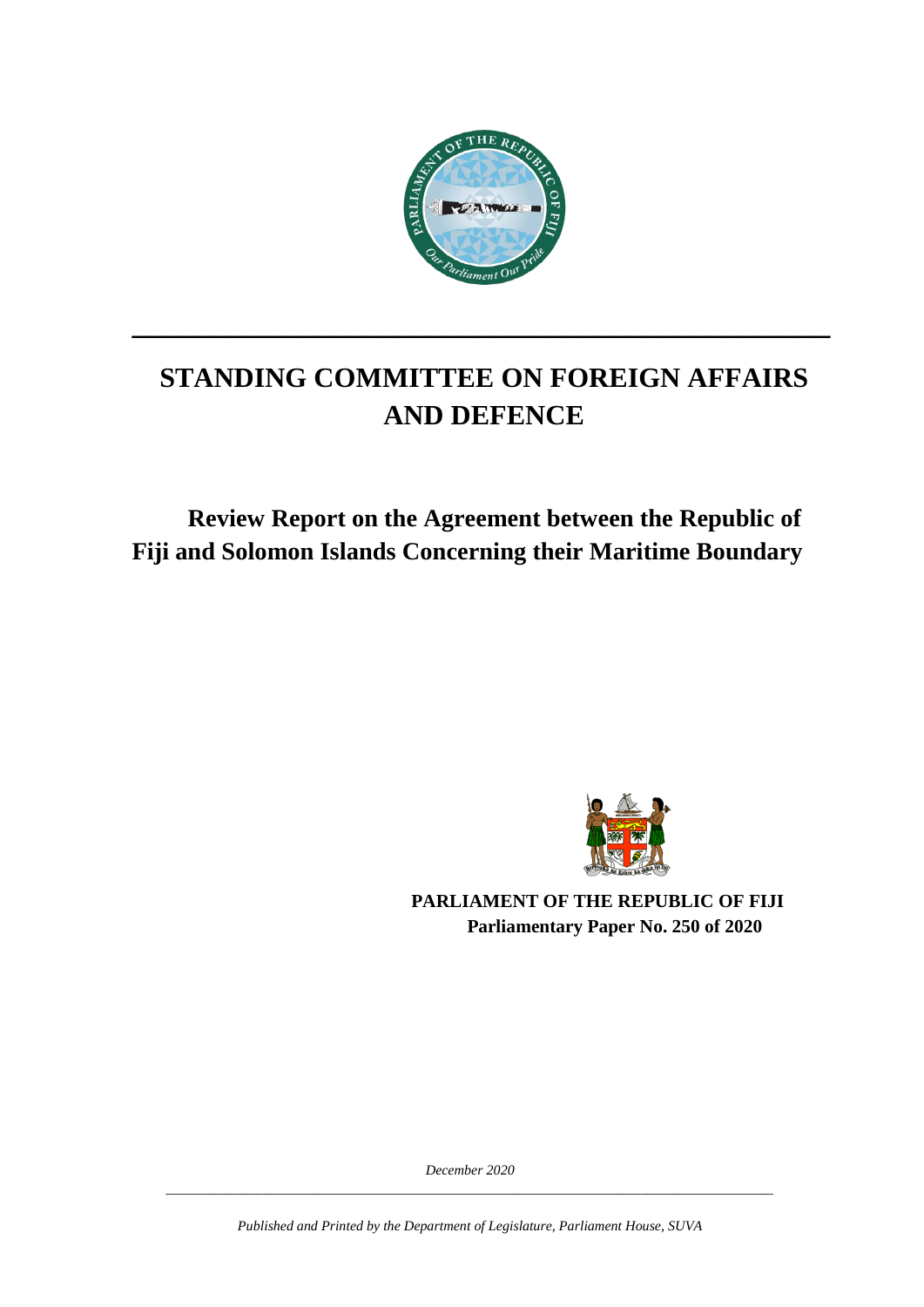# STANDING COMMITTEE ON FOREIGN AFFAIRS AND DEFENCE

## Review Report on the Agreement between the Republic of Fiji and Solomon Islands Concerning their Maritime Boundary

**PARLIAMENT OF THE REPUBLIC OF FIJI**
**Parliamentary Paper No. 250 of 2020**

*December 2020*

*Published and Printed by the Department of Legislature, Parliament House, SUVA*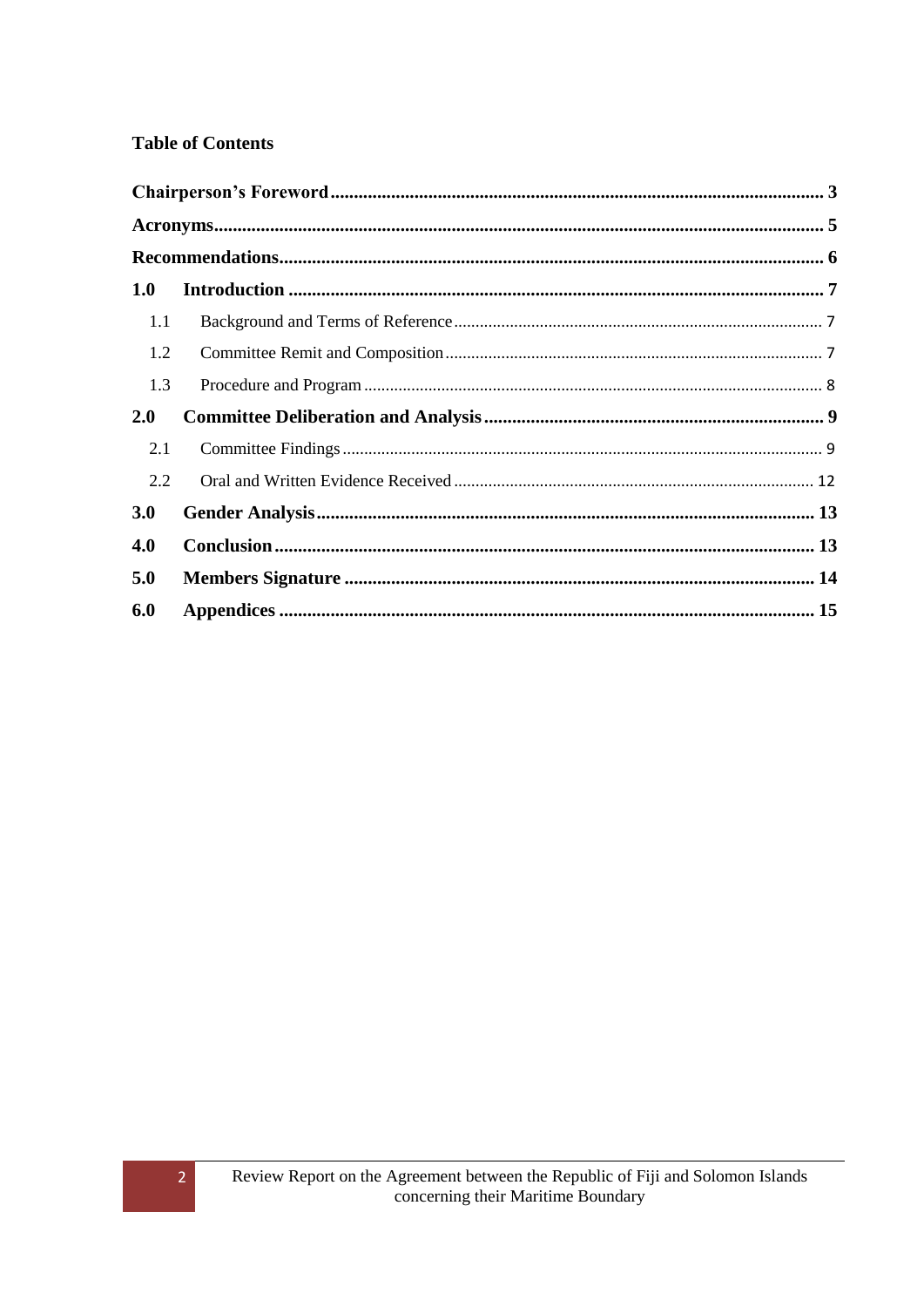## Table of Contents

**Chairperson's Foreword** .......... **3**

**Acronyms** .......... **5**

**Recommendations** .......... **6**

**1.0 Introduction** .......... **7**

- 1.1 Background and Terms of Reference .......... 7
- 1.2 Committee Remit and Composition .......... 7
- 1.3 Procedure and Program .......... 8

**2.0 Committee Deliberation and Analysis** .......... **9**

- 2.1 Committee Findings .......... 9
- 2.2 Oral and Written Evidence Received .......... 12

**3.0 Gender Analysis** .......... **13**

**4.0 Conclusion** .......... **13**

**5.0 Members Signature** .......... **14**

**6.0 Appendices** .......... **15**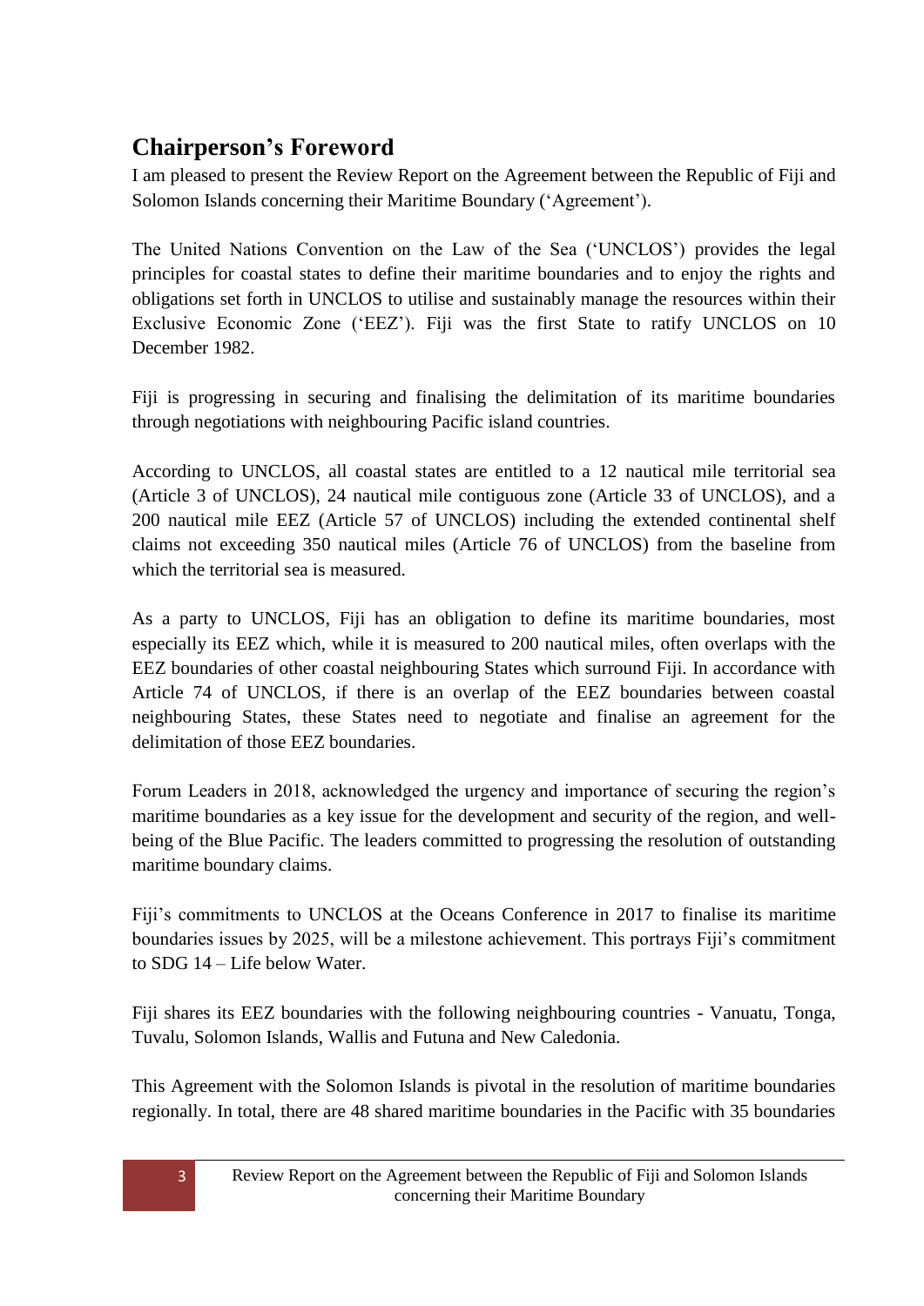## Chairperson's Foreword

I am pleased to present the Review Report on the Agreement between the Republic of Fiji and Solomon Islands concerning their Maritime Boundary ('Agreement').

The United Nations Convention on the Law of the Sea ('UNCLOS') provides the legal principles for coastal states to define their maritime boundaries and to enjoy the rights and obligations set forth in UNCLOS to utilise and sustainably manage the resources within their Exclusive Economic Zone ('EEZ'). Fiji was the first State to ratify UNCLOS on 10 December 1982.

Fiji is progressing in securing and finalising the delimitation of its maritime boundaries through negotiations with neighbouring Pacific island countries.

According to UNCLOS, all coastal states are entitled to a 12 nautical mile territorial sea (Article 3 of UNCLOS), 24 nautical mile contiguous zone (Article 33 of UNCLOS), and a 200 nautical mile EEZ (Article 57 of UNCLOS) including the extended continental shelf claims not exceeding 350 nautical miles (Article 76 of UNCLOS) from the baseline from which the territorial sea is measured.

As a party to UNCLOS, Fiji has an obligation to define its maritime boundaries, most especially its EEZ which, while it is measured to 200 nautical miles, often overlaps with the EEZ boundaries of other coastal neighbouring States which surround Fiji. In accordance with Article 74 of UNCLOS, if there is an overlap of the EEZ boundaries between coastal neighbouring States, these States need to negotiate and finalise an agreement for the delimitation of those EEZ boundaries.

Forum Leaders in 2018, acknowledged the urgency and importance of securing the region's maritime boundaries as a key issue for the development and security of the region, and well-being of the Blue Pacific. The leaders committed to progressing the resolution of outstanding maritime boundary claims.

Fiji's commitments to UNCLOS at the Oceans Conference in 2017 to finalise its maritime boundaries issues by 2025, will be a milestone achievement. This portrays Fiji's commitment to SDG 14 – Life below Water.

Fiji shares its EEZ boundaries with the following neighbouring countries - Vanuatu, Tonga, Tuvalu, Solomon Islands, Wallis and Futuna and New Caledonia.

This Agreement with the Solomon Islands is pivotal in the resolution of maritime boundaries regionally. In total, there are 48 shared maritime boundaries in the Pacific with 35 boundaries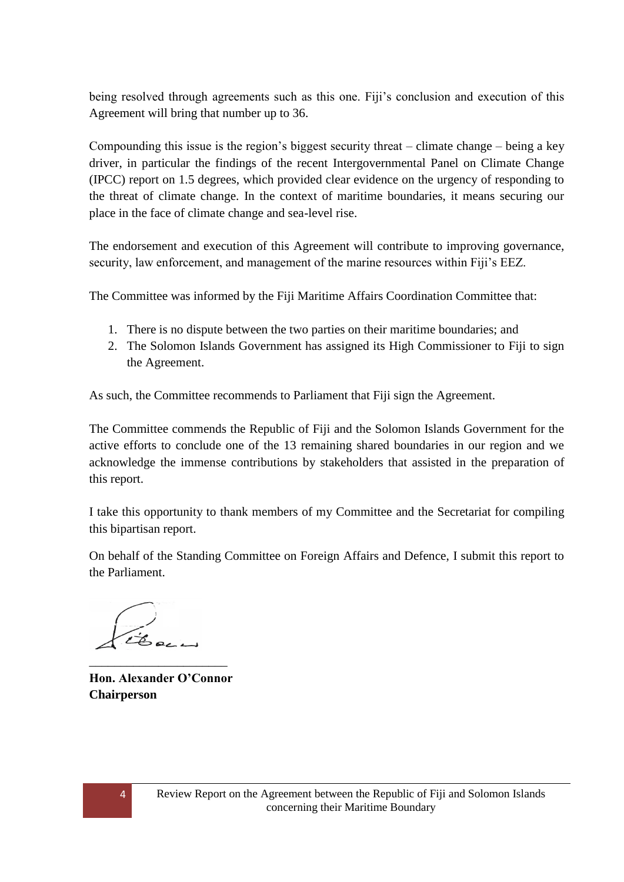being resolved through agreements such as this one. Fiji's conclusion and execution of this Agreement will bring that number up to 36.

Compounding this issue is the region's biggest security threat – climate change – being a key driver, in particular the findings of the recent Intergovernmental Panel on Climate Change (IPCC) report on 1.5 degrees, which provided clear evidence on the urgency of responding to the threat of climate change. In the context of maritime boundaries, it means securing our place in the face of climate change and sea-level rise.

The endorsement and execution of this Agreement will contribute to improving governance, security, law enforcement, and management of the marine resources within Fiji's EEZ.

The Committee was informed by the Fiji Maritime Affairs Coordination Committee that:

1. There is no dispute between the two parties on their maritime boundaries; and
2. The Solomon Islands Government has assigned its High Commissioner to Fiji to sign the Agreement.

As such, the Committee recommends to Parliament that Fiji sign the Agreement.

The Committee commends the Republic of Fiji and the Solomon Islands Government for the active efforts to conclude one of the 13 remaining shared boundaries in our region and we acknowledge the immense contributions by stakeholders that assisted in the preparation of this report.

I take this opportunity to thank members of my Committee and the Secretariat for compiling this bipartisan report.

On behalf of the Standing Committee on Foreign Affairs and Defence, I submit this report to the Parliament.

______________________

**Hon. Alexander O'Connor**
**Chairperson**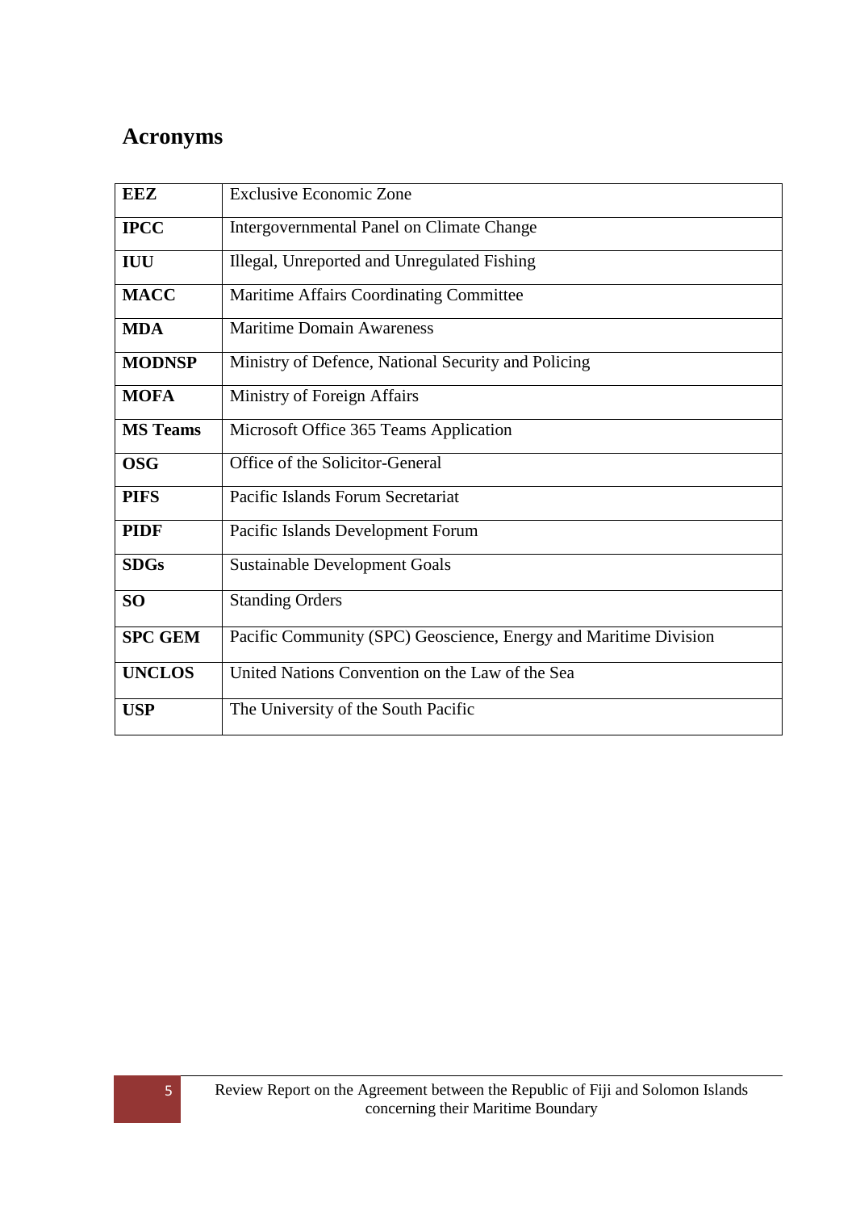## Acronyms

| | |
|---|---|
| **EEZ** | Exclusive Economic Zone |
| **IPCC** | Intergovernmental Panel on Climate Change |
| **IUU** | Illegal, Unreported and Unregulated Fishing |
| **MACC** | Maritime Affairs Coordinating Committee |
| **MDA** | Maritime Domain Awareness |
| **MODNSP** | Ministry of Defence, National Security and Policing |
| **MOFA** | Ministry of Foreign Affairs |
| **MS Teams** | Microsoft Office 365 Teams Application |
| **OSG** | Office of the Solicitor-General |
| **PIFS** | Pacific Islands Forum Secretariat |
| **PIDF** | Pacific Islands Development Forum |
| **SDGs** | Sustainable Development Goals |
| **SO** | Standing Orders |
| **SPC GEM** | Pacific Community (SPC) Geoscience, Energy and Maritime Division |
| **UNCLOS** | United Nations Convention on the Law of the Sea |
| **USP** | The University of the South Pacific |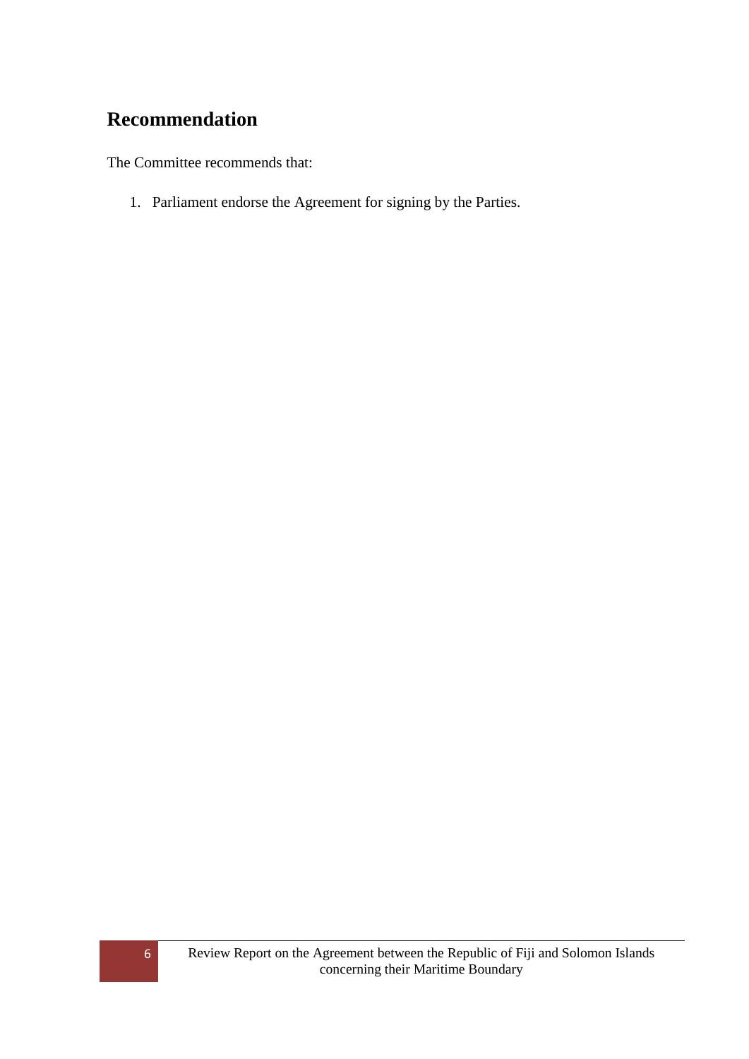## Recommendation

The Committee recommends that:

1. Parliament endorse the Agreement for signing by the Parties.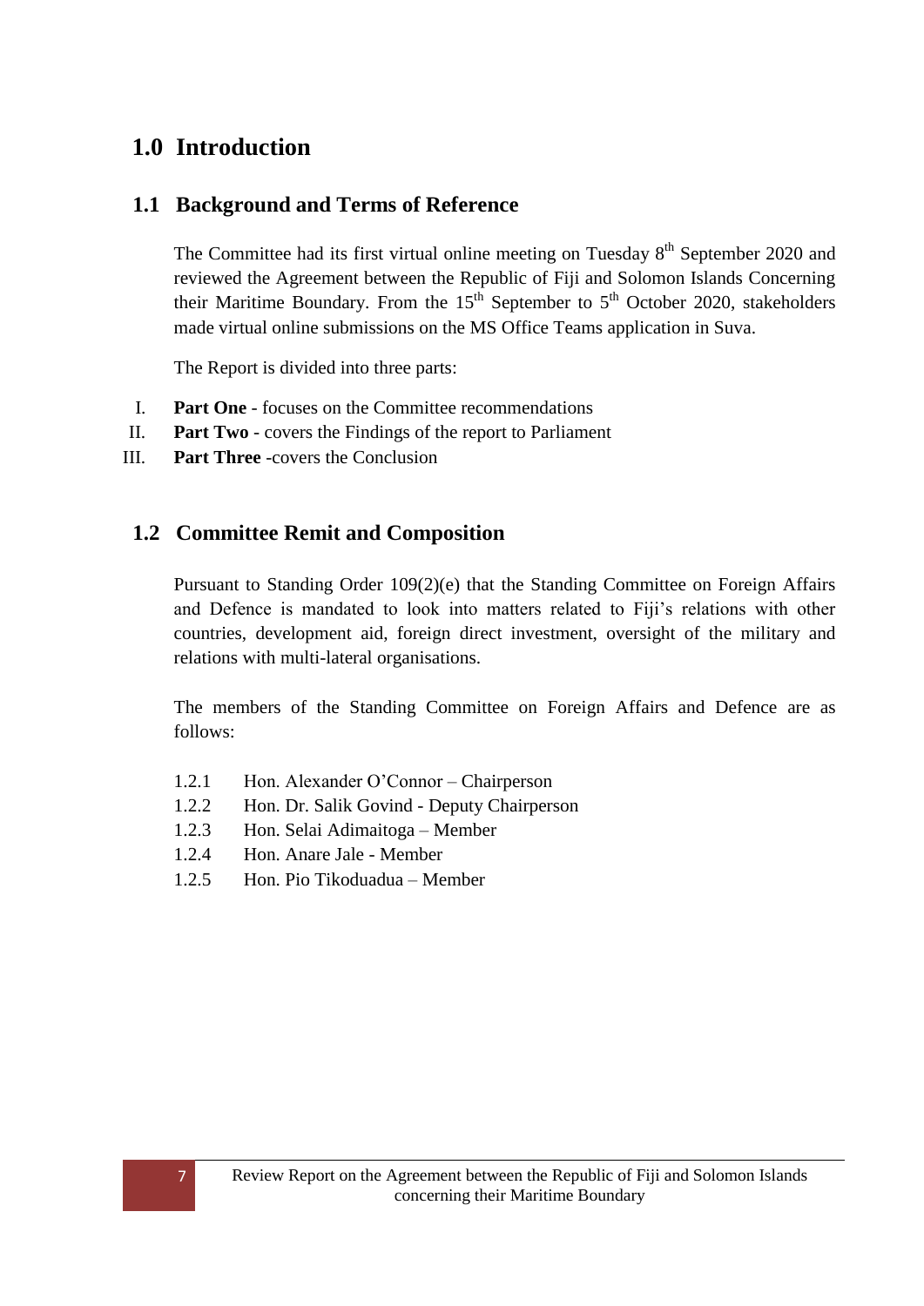# 1.0 Introduction

## 1.1 Background and Terms of Reference

The Committee had its first virtual online meeting on Tuesday 8th September 2020 and reviewed the Agreement between the Republic of Fiji and Solomon Islands Concerning their Maritime Boundary. From the 15th September to 5th October 2020, stakeholders made virtual online submissions on the MS Office Teams application in Suva.

The Report is divided into three parts:

I. **Part One** - focuses on the Committee recommendations
II. **Part Two** - covers the Findings of the report to Parliament
III. **Part Three** -covers the Conclusion

## 1.2 Committee Remit and Composition

Pursuant to Standing Order 109(2)(e) that the Standing Committee on Foreign Affairs and Defence is mandated to look into matters related to Fiji's relations with other countries, development aid, foreign direct investment, oversight of the military and relations with multi-lateral organisations.

The members of the Standing Committee on Foreign Affairs and Defence are as follows:

1.2.1 Hon. Alexander O'Connor – Chairperson
1.2.2 Hon. Dr. Salik Govind - Deputy Chairperson
1.2.3 Hon. Selai Adimaitoga – Member
1.2.4 Hon. Anare Jale - Member
1.2.5 Hon. Pio Tikoduadua – Member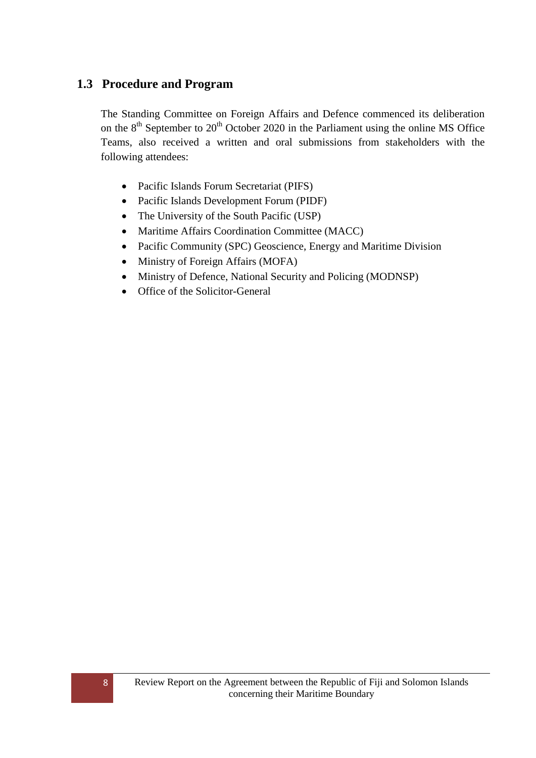## 1.3 Procedure and Program

The Standing Committee on Foreign Affairs and Defence commenced its deliberation on the 8th September to 20th October 2020 in the Parliament using the online MS Office Teams, also received a written and oral submissions from stakeholders with the following attendees:

- Pacific Islands Forum Secretariat (PIFS)
- Pacific Islands Development Forum (PIDF)
- The University of the South Pacific (USP)
- Maritime Affairs Coordination Committee (MACC)
- Pacific Community (SPC) Geoscience, Energy and Maritime Division
- Ministry of Foreign Affairs (MOFA)
- Ministry of Defence, National Security and Policing (MODNSP)
- Office of the Solicitor-General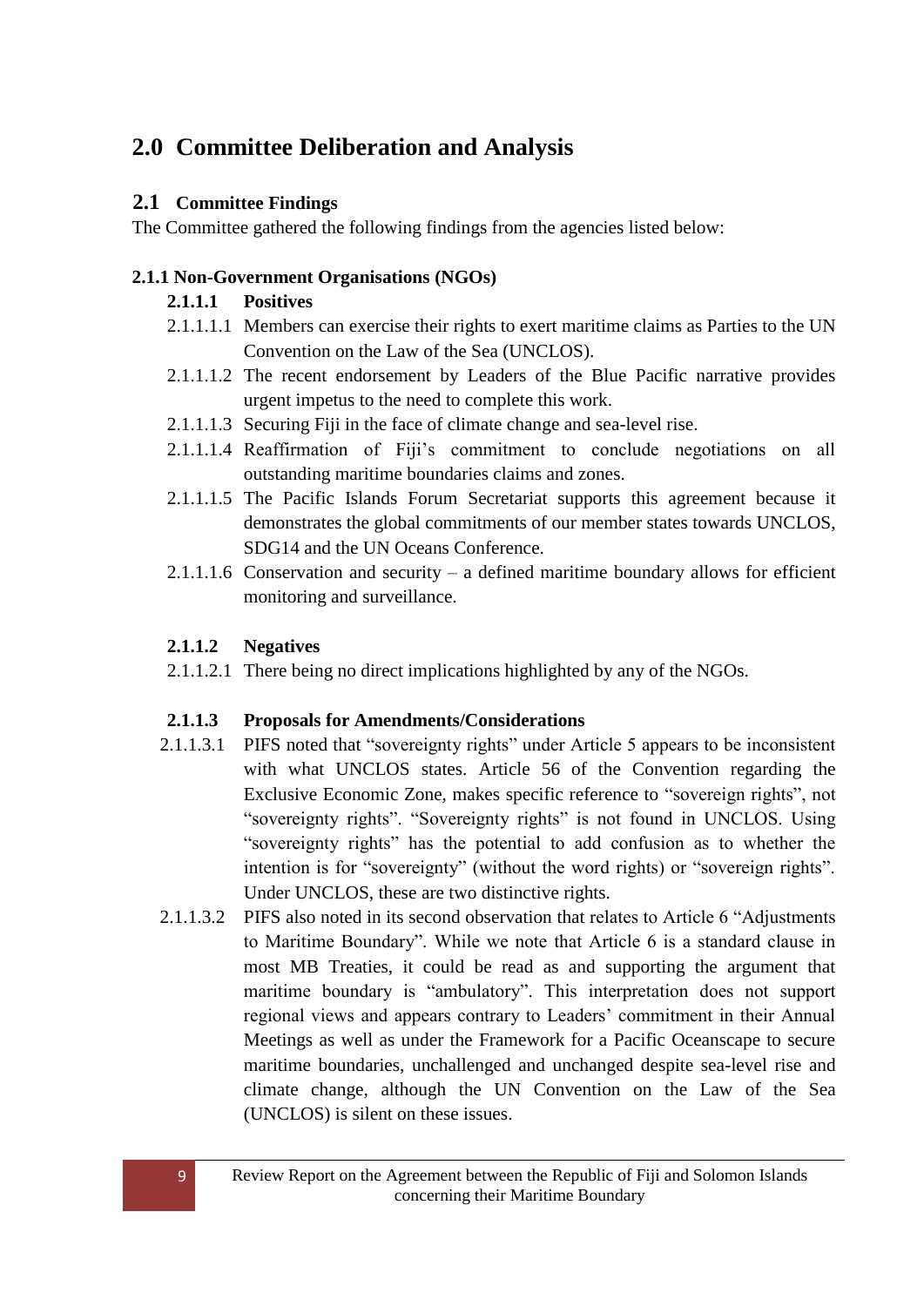# 2.0 Committee Deliberation and Analysis

## 2.1 Committee Findings

The Committee gathered the following findings from the agencies listed below:

### 2.1.1 Non-Government Organisations (NGOs)

#### 2.1.1.1 Positives

2.1.1.1.1 Members can exercise their rights to exert maritime claims as Parties to the UN Convention on the Law of the Sea (UNCLOS).

2.1.1.1.2 The recent endorsement by Leaders of the Blue Pacific narrative provides urgent impetus to the need to complete this work.

2.1.1.1.3 Securing Fiji in the face of climate change and sea-level rise.

2.1.1.1.4 Reaffirmation of Fiji's commitment to conclude negotiations on all outstanding maritime boundaries claims and zones.

2.1.1.1.5 The Pacific Islands Forum Secretariat supports this agreement because it demonstrates the global commitments of our member states towards UNCLOS, SDG14 and the UN Oceans Conference.

2.1.1.1.6 Conservation and security – a defined maritime boundary allows for efficient monitoring and surveillance.

#### 2.1.1.2 Negatives

2.1.1.2.1 There being no direct implications highlighted by any of the NGOs.

#### 2.1.1.3 Proposals for Amendments/Considerations

2.1.1.3.1 PIFS noted that "sovereignty rights" under Article 5 appears to be inconsistent with what UNCLOS states. Article 56 of the Convention regarding the Exclusive Economic Zone, makes specific reference to "sovereign rights", not "sovereignty rights". "Sovereignty rights" is not found in UNCLOS. Using "sovereignty rights" has the potential to add confusion as to whether the intention is for "sovereignty" (without the word rights) or "sovereign rights". Under UNCLOS, these are two distinctive rights.

2.1.1.3.2 PIFS also noted in its second observation that relates to Article 6 "Adjustments to Maritime Boundary". While we note that Article 6 is a standard clause in most MB Treaties, it could be read as and supporting the argument that maritime boundary is "ambulatory". This interpretation does not support regional views and appears contrary to Leaders' commitment in their Annual Meetings as well as under the Framework for a Pacific Oceanscape to secure maritime boundaries, unchallenged and unchanged despite sea-level rise and climate change, although the UN Convention on the Law of the Sea (UNCLOS) is silent on these issues.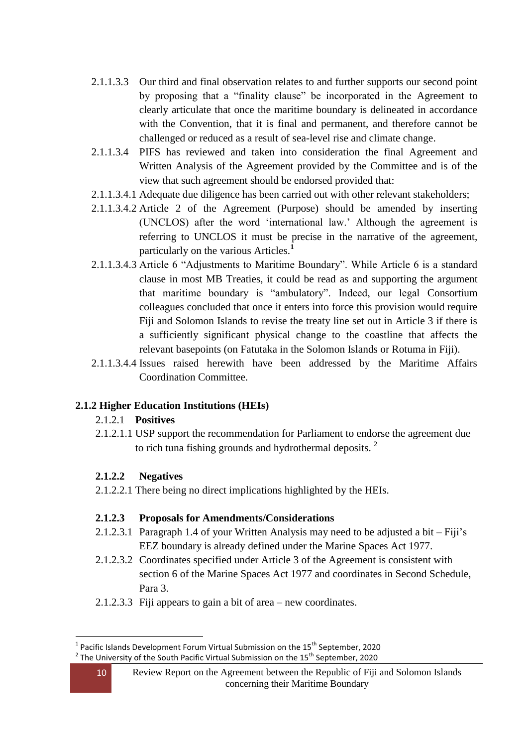2.1.1.3.3 Our third and final observation relates to and further supports our second point by proposing that a "finality clause" be incorporated in the Agreement to clearly articulate that once the maritime boundary is delineated in accordance with the Convention, that it is final and permanent, and therefore cannot be challenged or reduced as a result of sea-level rise and climate change.

2.1.1.3.4 PIFS has reviewed and taken into consideration the final Agreement and Written Analysis of the Agreement provided by the Committee and is of the view that such agreement should be endorsed provided that:

2.1.1.3.4.1 Adequate due diligence has been carried out with other relevant stakeholders;

2.1.1.3.4.2 Article 2 of the Agreement (Purpose) should be amended by inserting (UNCLOS) after the word 'international law.' Although the agreement is referring to UNCLOS it must be precise in the narrative of the agreement, particularly on the various Articles.[1]

2.1.1.3.4.3 Article 6 "Adjustments to Maritime Boundary". While Article 6 is a standard clause in most MB Treaties, it could be read as and supporting the argument that maritime boundary is "ambulatory". Indeed, our legal Consortium colleagues concluded that once it enters into force this provision would require Fiji and Solomon Islands to revise the treaty line set out in Article 3 if there is a sufficiently significant physical change to the coastline that affects the relevant basepoints (on Fatutaka in the Solomon Islands or Rotuma in Fiji).

2.1.1.3.4.4 Issues raised herewith have been addressed by the Maritime Affairs Coordination Committee.

### 2.1.2 Higher Education Institutions (HEIs)

2.1.2.1 **Positives**

2.1.2.1.1 USP support the recommendation for Parliament to endorse the agreement due to rich tuna fishing grounds and hydrothermal deposits. [2]

**2.1.2.2 Negatives**

2.1.2.2.1 There being no direct implications highlighted by the HEIs.

**2.1.2.3 Proposals for Amendments/Considerations**

2.1.2.3.1 Paragraph 1.4 of your Written Analysis may need to be adjusted a bit – Fiji's EEZ boundary is already defined under the Marine Spaces Act 1977.

2.1.2.3.2 Coordinates specified under Article 3 of the Agreement is consistent with section 6 of the Marine Spaces Act 1977 and coordinates in Second Schedule, Para 3.

2.1.2.3.3 Fiji appears to gain a bit of area – new coordinates.

[1] Pacific Islands Development Forum Virtual Submission on the 15th September, 2020

[2] The University of the South Pacific Virtual Submission on the 15th September, 2020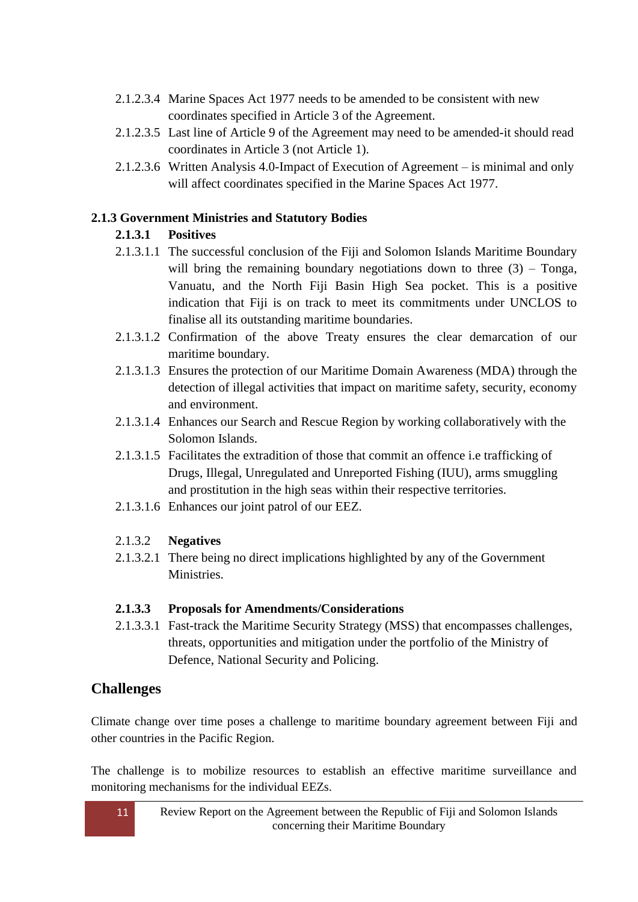2.1.2.3.4 Marine Spaces Act 1977 needs to be amended to be consistent with new coordinates specified in Article 3 of the Agreement.

2.1.2.3.5 Last line of Article 9 of the Agreement may need to be amended-it should read coordinates in Article 3 (not Article 1).

2.1.2.3.6 Written Analysis 4.0-Impact of Execution of Agreement – is minimal and only will affect coordinates specified in the Marine Spaces Act 1977.

### 2.1.3 Government Ministries and Statutory Bodies

#### 2.1.3.1 Positives

2.1.3.1.1 The successful conclusion of the Fiji and Solomon Islands Maritime Boundary will bring the remaining boundary negotiations down to three (3) – Tonga, Vanuatu, and the North Fiji Basin High Sea pocket. This is a positive indication that Fiji is on track to meet its commitments under UNCLOS to finalise all its outstanding maritime boundaries.

2.1.3.1.2 Confirmation of the above Treaty ensures the clear demarcation of our maritime boundary.

2.1.3.1.3 Ensures the protection of our Maritime Domain Awareness (MDA) through the detection of illegal activities that impact on maritime safety, security, economy and environment.

2.1.3.1.4 Enhances our Search and Rescue Region by working collaboratively with the Solomon Islands.

2.1.3.1.5 Facilitates the extradition of those that commit an offence i.e trafficking of Drugs, Illegal, Unregulated and Unreported Fishing (IUU), arms smuggling and prostitution in the high seas within their respective territories.

2.1.3.1.6 Enhances our joint patrol of our EEZ.

#### 2.1.3.2 Negatives

2.1.3.2.1 There being no direct implications highlighted by any of the Government Ministries.

#### 2.1.3.3 Proposals for Amendments/Considerations

2.1.3.3.1 Fast-track the Maritime Security Strategy (MSS) that encompasses challenges, threats, opportunities and mitigation under the portfolio of the Ministry of Defence, National Security and Policing.

## Challenges

Climate change over time poses a challenge to maritime boundary agreement between Fiji and other countries in the Pacific Region.

The challenge is to mobilize resources to establish an effective maritime surveillance and monitoring mechanisms for the individual EEZs.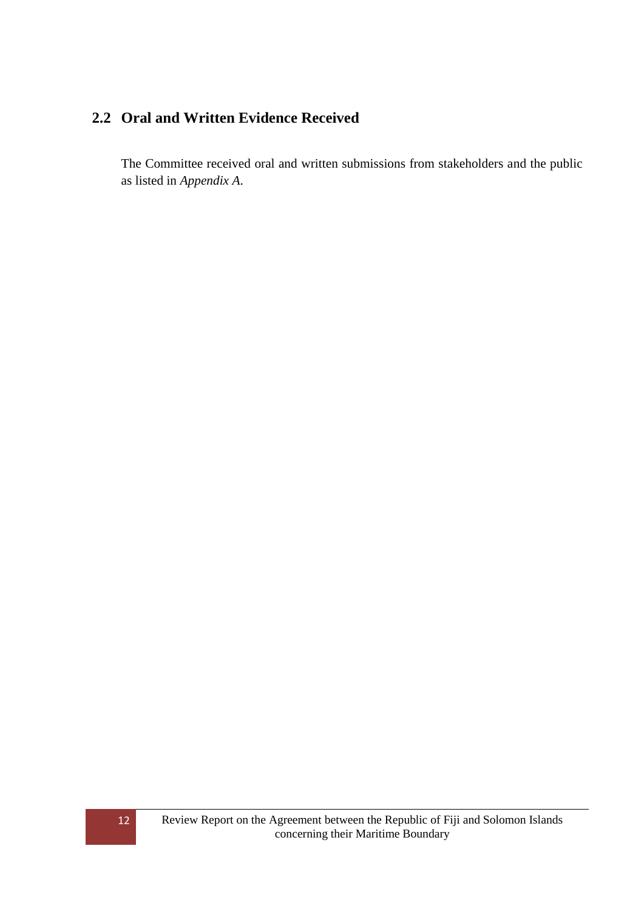## 2.2 Oral and Written Evidence Received

The Committee received oral and written submissions from stakeholders and the public as listed in *Appendix A*.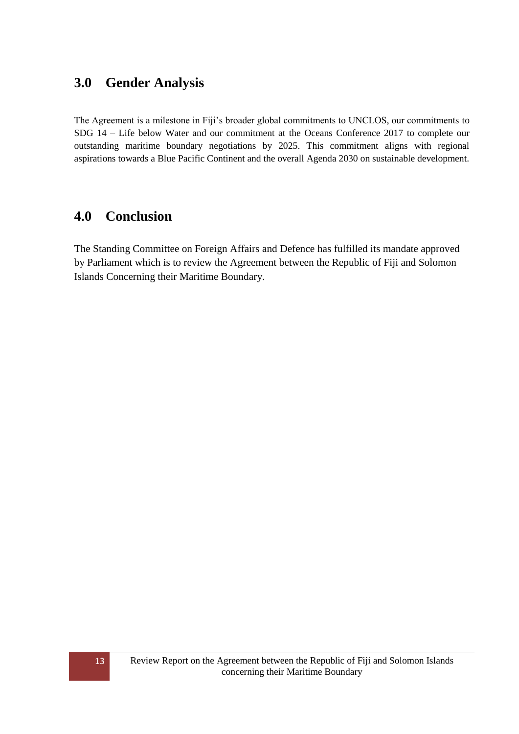## 3.0 Gender Analysis

The Agreement is a milestone in Fiji's broader global commitments to UNCLOS, our commitments to SDG 14 – Life below Water and our commitment at the Oceans Conference 2017 to complete our outstanding maritime boundary negotiations by 2025. This commitment aligns with regional aspirations towards a Blue Pacific Continent and the overall Agenda 2030 on sustainable development.

## 4.0 Conclusion

The Standing Committee on Foreign Affairs and Defence has fulfilled its mandate approved by Parliament which is to review the Agreement between the Republic of Fiji and Solomon Islands Concerning their Maritime Boundary.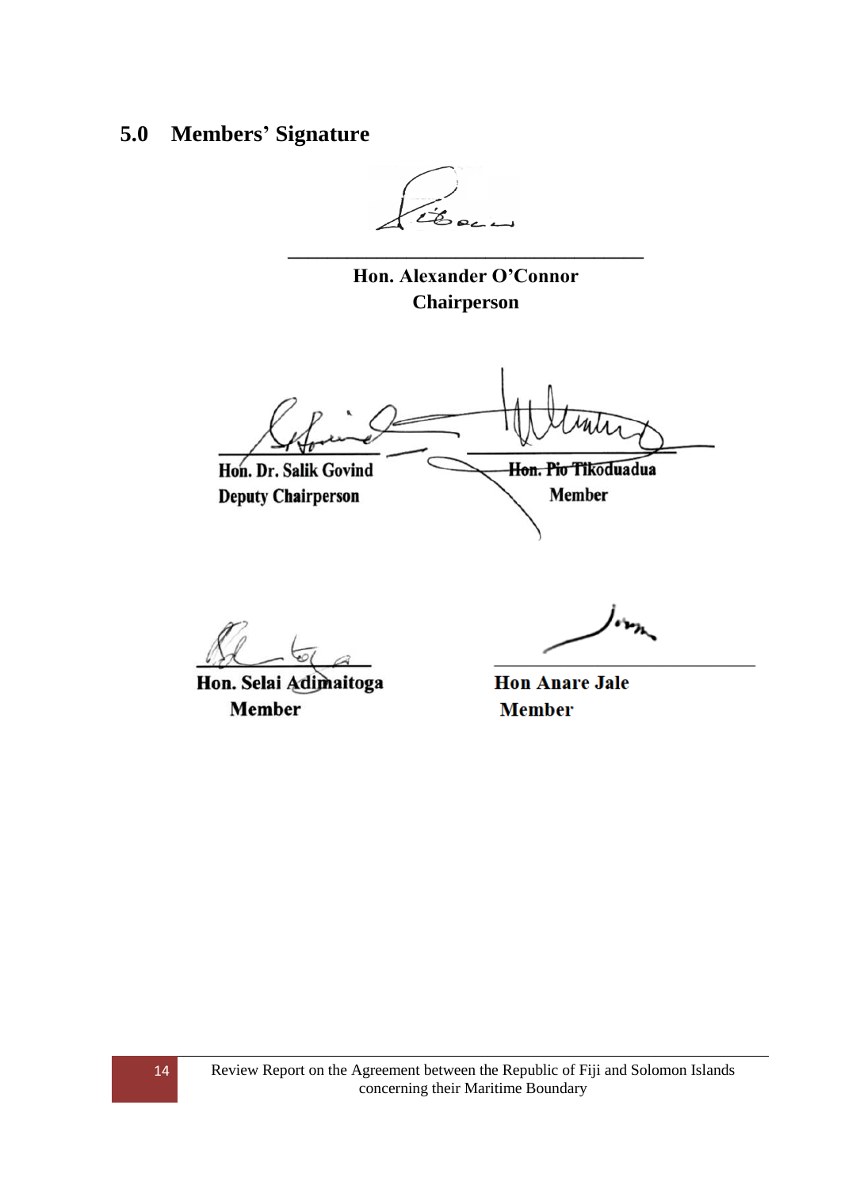## 5.0 Members' Signature

**Hon. Alexander O'Connor**
**Chairperson**

**Hon. Dr. Salik Govind**
**Deputy Chairperson**

**Hon. Pio Tikoduadua**
**Member**

**Hon. Selai Adimaitoga**
**Member**

**Hon Anare Jale**
**Member**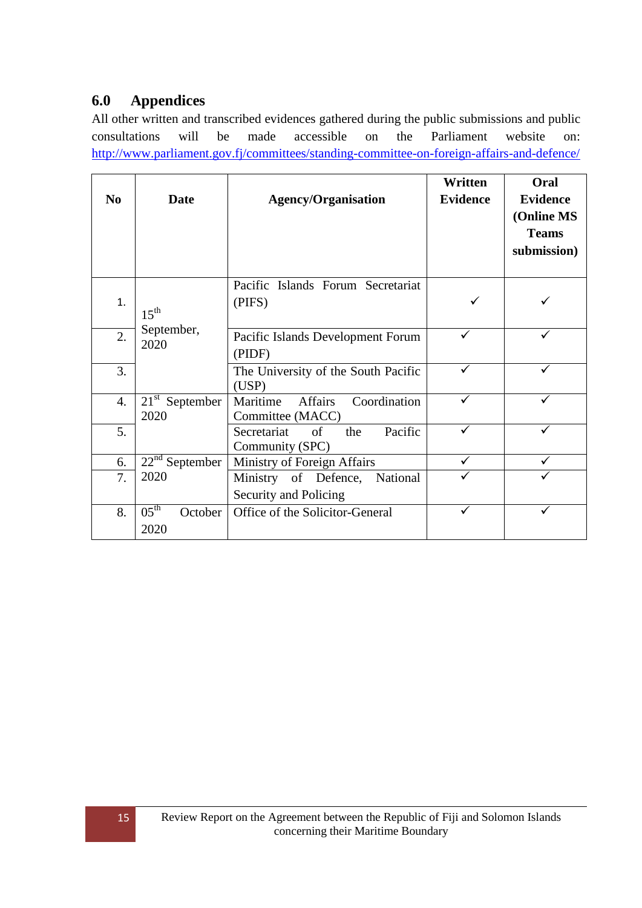## 6.0 Appendices

All other written and transcribed evidences gathered during the public submissions and public consultations will be made accessible on the Parliament website on: http://www.parliament.gov.fj/committees/standing-committee-on-foreign-affairs-and-defence/

| No | Date | Agency/Organisation | Written Evidence | Oral Evidence (Online MS Teams submission) |
|---|---|---|---|---|
| 1. | 15th September, 2020 | Pacific Islands Forum Secretariat (PIFS) | ✓ | ✓ |
| 2. | | Pacific Islands Development Forum (PIDF) | ✓ | ✓ |
| 3. | | The University of the South Pacific (USP) | ✓ | ✓ |
| 4. | 21st September 2020 | Maritime Affairs Coordination Committee (MACC) | ✓ | ✓ |
| 5. | | Secretariat of the Pacific Community (SPC) | ✓ | ✓ |
| 6. | 22nd September 2020 | Ministry of Foreign Affairs | ✓ | ✓ |
| 7. | | Ministry of Defence, National Security and Policing | ✓ | ✓ |
| 8. | 05th October 2020 | Office of the Solicitor-General | ✓ | ✓ |